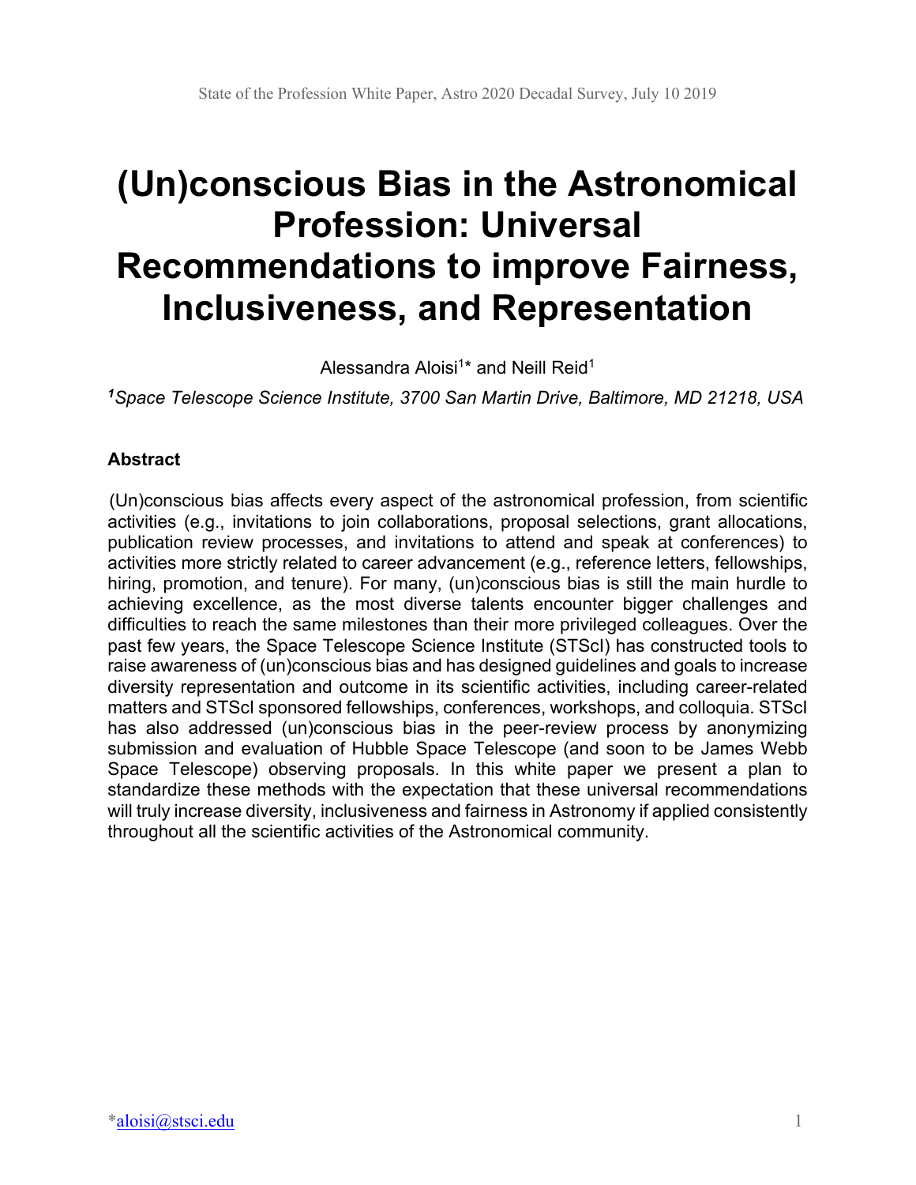# (Un)conscious Bias in the Astronomical Profession: Universal Recommendations to improve Fairness, Inclusiveness, and Representation

Alessandra Aloisi[1]* and Neill Reid[1]

*[1]Space Telescope Science Institute, 3700 San Martin Drive, Baltimore, MD 21218, USA*

### Abstract

(Un)conscious bias affects every aspect of the astronomical profession, from scientific activities (e.g., invitations to join collaborations, proposal selections, grant allocations, publication review processes, and invitations to attend and speak at conferences) to activities more strictly related to career advancement (e.g., reference letters, fellowships, hiring, promotion, and tenure). For many, (un)conscious bias is still the main hurdle to achieving excellence, as the most diverse talents encounter bigger challenges and difficulties to reach the same milestones than their more privileged colleagues. Over the past few years, the Space Telescope Science Institute (STScI) has constructed tools to raise awareness of (un)conscious bias and has designed guidelines and goals to increase diversity representation and outcome in its scientific activities, including career-related matters and STScI sponsored fellowships, conferences, workshops, and colloquia. STScI has also addressed (un)conscious bias in the peer-review process by anonymizing submission and evaluation of Hubble Space Telescope (and soon to be James Webb Space Telescope) observing proposals. In this white paper we present a plan to standardize these methods with the expectation that these universal recommendations will truly increase diversity, inclusiveness and fairness in Astronomy if applied consistently throughout all the scientific activities of the Astronomical community.

*aloisi@stsci.edu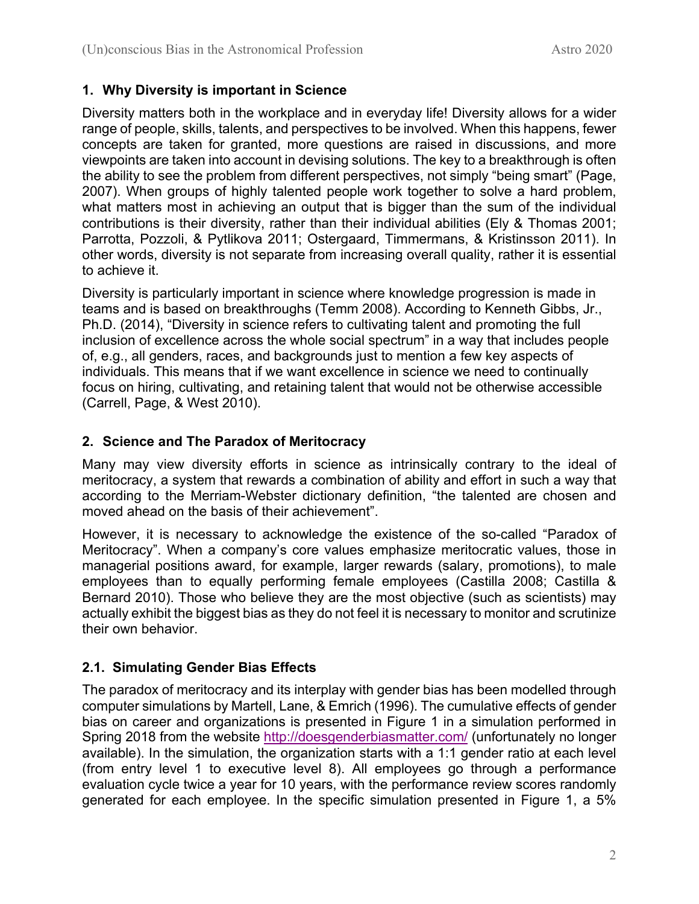## 1. Why Diversity is important in Science

Diversity matters both in the workplace and in everyday life! Diversity allows for a wider range of people, skills, talents, and perspectives to be involved. When this happens, fewer concepts are taken for granted, more questions are raised in discussions, and more viewpoints are taken into account in devising solutions. The key to a breakthrough is often the ability to see the problem from different perspectives, not simply "being smart" (Page, 2007). When groups of highly talented people work together to solve a hard problem, what matters most in achieving an output that is bigger than the sum of the individual contributions is their diversity, rather than their individual abilities (Ely & Thomas 2001; Parrotta, Pozzoli, & Pytlikova 2011; Ostergaard, Timmermans, & Kristinsson 2011). In other words, diversity is not separate from increasing overall quality, rather it is essential to achieve it.

Diversity is particularly important in science where knowledge progression is made in teams and is based on breakthroughs (Temm 2008). According to Kenneth Gibbs, Jr., Ph.D. (2014), "Diversity in science refers to cultivating talent and promoting the full inclusion of excellence across the whole social spectrum" in a way that includes people of, e.g., all genders, races, and backgrounds just to mention a few key aspects of individuals. This means that if we want excellence in science we need to continually focus on hiring, cultivating, and retaining talent that would not be otherwise accessible (Carrell, Page, & West 2010).

## 2. Science and The Paradox of Meritocracy

Many may view diversity efforts in science as intrinsically contrary to the ideal of meritocracy, a system that rewards a combination of ability and effort in such a way that according to the Merriam-Webster dictionary definition, "the talented are chosen and moved ahead on the basis of their achievement".

However, it is necessary to acknowledge the existence of the so-called "Paradox of Meritocracy". When a company's core values emphasize meritocratic values, those in managerial positions award, for example, larger rewards (salary, promotions), to male employees than to equally performing female employees (Castilla 2008; Castilla & Bernard 2010). Those who believe they are the most objective (such as scientists) may actually exhibit the biggest bias as they do not feel it is necessary to monitor and scrutinize their own behavior.

### 2.1. Simulating Gender Bias Effects

The paradox of meritocracy and its interplay with gender bias has been modelled through computer simulations by Martell, Lane, & Emrich (1996). The cumulative effects of gender bias on career and organizations is presented in Figure 1 in a simulation performed in Spring 2018 from the website http://doesgenderbiasmatter.com/ (unfortunately no longer available). In the simulation, the organization starts with a 1:1 gender ratio at each level (from entry level 1 to executive level 8). All employees go through a performance evaluation cycle twice a year for 10 years, with the performance review scores randomly generated for each employee. In the specific simulation presented in Figure 1, a 5%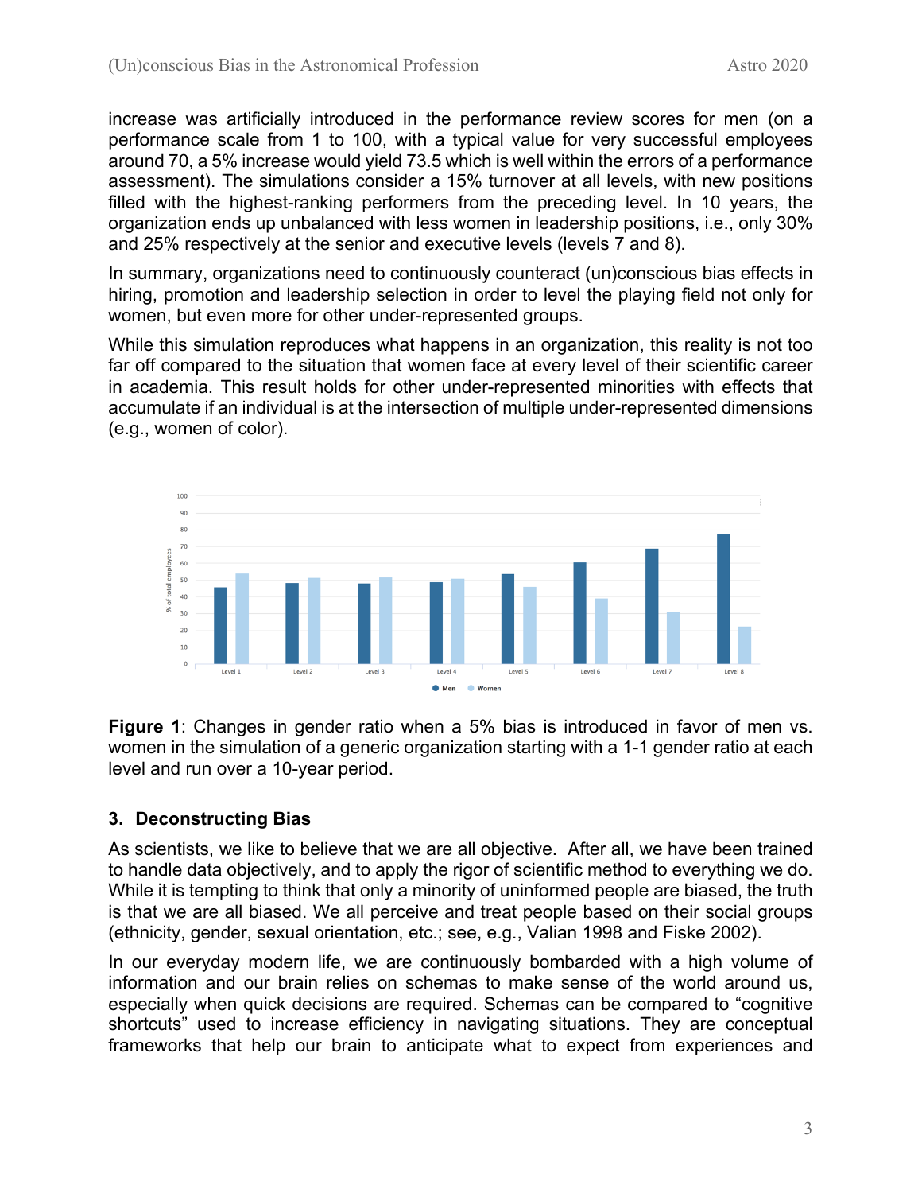increase was artificially introduced in the performance review scores for men (on a performance scale from 1 to 100, with a typical value for very successful employees around 70, a 5% increase would yield 73.5 which is well within the errors of a performance assessment). The simulations consider a 15% turnover at all levels, with new positions filled with the highest-ranking performers from the preceding level. In 10 years, the organization ends up unbalanced with less women in leadership positions, i.e., only 30% and 25% respectively at the senior and executive levels (levels 7 and 8).

In summary, organizations need to continuously counteract (un)conscious bias effects in hiring, promotion and leadership selection in order to level the playing field not only for women, but even more for other under-represented groups.

While this simulation reproduces what happens in an organization, this reality is not too far off compared to the situation that women face at every level of their scientific career in academia. This result holds for other under-represented minorities with effects that accumulate if an individual is at the intersection of multiple under-represented dimensions (e.g., women of color).

**Figure 1**: Changes in gender ratio when a 5% bias is introduced in favor of men vs. women in the simulation of a generic organization starting with a 1-1 gender ratio at each level and run over a 10-year period.

## 3. Deconstructing Bias

As scientists, we like to believe that we are all objective. After all, we have been trained to handle data objectively, and to apply the rigor of scientific method to everything we do. While it is tempting to think that only a minority of uninformed people are biased, the truth is that we are all biased. We all perceive and treat people based on their social groups (ethnicity, gender, sexual orientation, etc.; see, e.g., Valian 1998 and Fiske 2002).

In our everyday modern life, we are continuously bombarded with a high volume of information and our brain relies on schemas to make sense of the world around us, especially when quick decisions are required. Schemas can be compared to "cognitive shortcuts" used to increase efficiency in navigating situations. They are conceptual frameworks that help our brain to anticipate what to expect from experiences and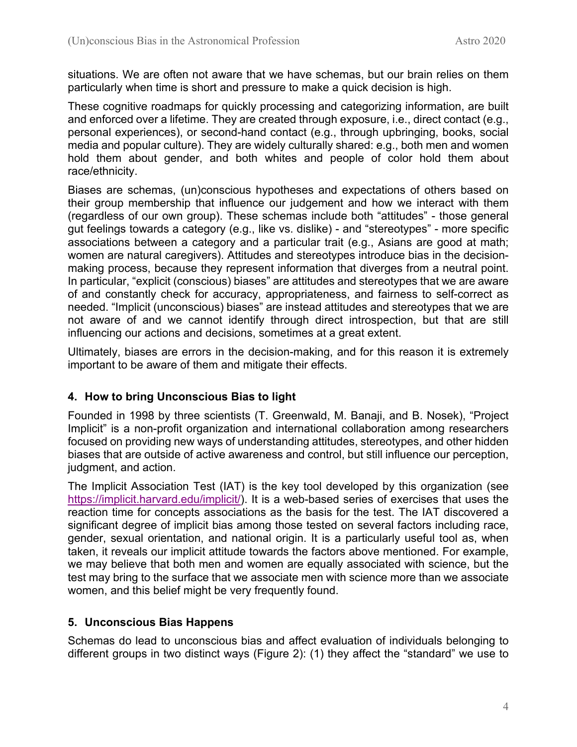situations. We are often not aware that we have schemas, but our brain relies on them particularly when time is short and pressure to make a quick decision is high.

These cognitive roadmaps for quickly processing and categorizing information, are built and enforced over a lifetime. They are created through exposure, i.e., direct contact (e.g., personal experiences), or second-hand contact (e.g., through upbringing, books, social media and popular culture). They are widely culturally shared: e.g., both men and women hold them about gender, and both whites and people of color hold them about race/ethnicity.

Biases are schemas, (un)conscious hypotheses and expectations of others based on their group membership that influence our judgement and how we interact with them (regardless of our own group). These schemas include both "attitudes" - those general gut feelings towards a category (e.g., like vs. dislike) - and "stereotypes" - more specific associations between a category and a particular trait (e.g., Asians are good at math; women are natural caregivers). Attitudes and stereotypes introduce bias in the decision-making process, because they represent information that diverges from a neutral point. In particular, "explicit (conscious) biases" are attitudes and stereotypes that we are aware of and constantly check for accuracy, appropriateness, and fairness to self-correct as needed. "Implicit (unconscious) biases" are instead attitudes and stereotypes that we are not aware of and we cannot identify through direct introspection, but that are still influencing our actions and decisions, sometimes at a great extent.

Ultimately, biases are errors in the decision-making, and for this reason it is extremely important to be aware of them and mitigate their effects.

## 4. How to bring Unconscious Bias to light

Founded in 1998 by three scientists (T. Greenwald, M. Banaji, and B. Nosek), "Project Implicit" is a non-profit organization and international collaboration among researchers focused on providing new ways of understanding attitudes, stereotypes, and other hidden biases that are outside of active awareness and control, but still influence our perception, judgment, and action.

The Implicit Association Test (IAT) is the key tool developed by this organization (see https://implicit.harvard.edu/implicit/). It is a web-based series of exercises that uses the reaction time for concepts associations as the basis for the test. The IAT discovered a significant degree of implicit bias among those tested on several factors including race, gender, sexual orientation, and national origin. It is a particularly useful tool as, when taken, it reveals our implicit attitude towards the factors above mentioned. For example, we may believe that both men and women are equally associated with science, but the test may bring to the surface that we associate men with science more than we associate women, and this belief might be very frequently found.

## 5. Unconscious Bias Happens

Schemas do lead to unconscious bias and affect evaluation of individuals belonging to different groups in two distinct ways (Figure 2): (1) they affect the "standard" we use to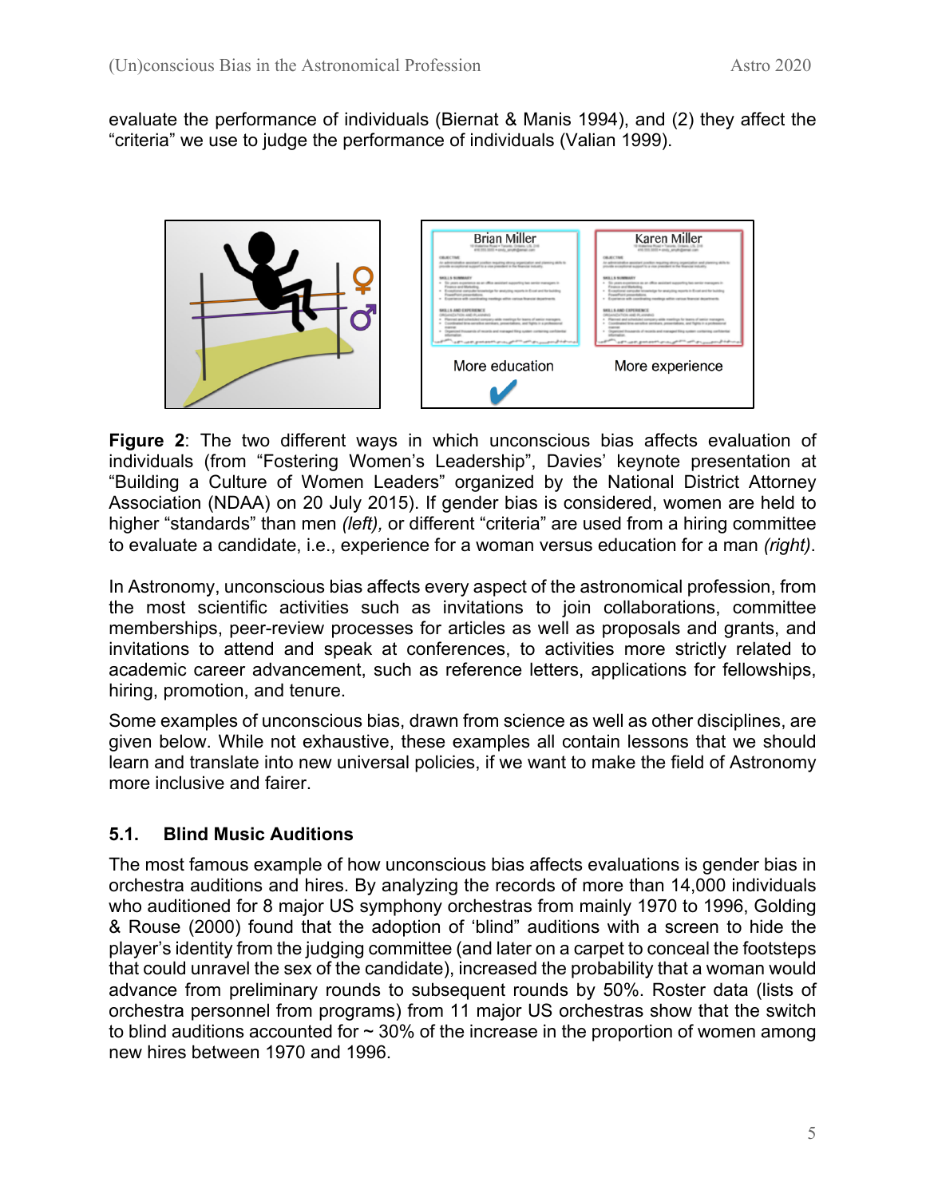evaluate the performance of individuals (Biernat & Manis 1994), and (2) they affect the "criteria" we use to judge the performance of individuals (Valian 1999).

**Figure 2**: The two different ways in which unconscious bias affects evaluation of individuals (from "Fostering Women's Leadership", Davies' keynote presentation at "Building a Culture of Women Leaders" organized by the National District Attorney Association (NDAA) on 20 July 2015). If gender bias is considered, women are held to higher "standards" than men *(left),* or different "criteria" are used from a hiring committee to evaluate a candidate, i.e., experience for a woman versus education for a man *(right)*.

In Astronomy, unconscious bias affects every aspect of the astronomical profession, from the most scientific activities such as invitations to join collaborations, committee memberships, peer-review processes for articles as well as proposals and grants, and invitations to attend and speak at conferences, to activities more strictly related to academic career advancement, such as reference letters, applications for fellowships, hiring, promotion, and tenure.

Some examples of unconscious bias, drawn from science as well as other disciplines, are given below. While not exhaustive, these examples all contain lessons that we should learn and translate into new universal policies, if we want to make the field of Astronomy more inclusive and fairer.

### 5.1. Blind Music Auditions

The most famous example of how unconscious bias affects evaluations is gender bias in orchestra auditions and hires. By analyzing the records of more than 14,000 individuals who auditioned for 8 major US symphony orchestras from mainly 1970 to 1996, Golding & Rouse (2000) found that the adoption of 'blind" auditions with a screen to hide the player's identity from the judging committee (and later on a carpet to conceal the footsteps that could unravel the sex of the candidate), increased the probability that a woman would advance from preliminary rounds to subsequent rounds by 50%. Roster data (lists of orchestra personnel from programs) from 11 major US orchestras show that the switch to blind auditions accounted for ~ 30% of the increase in the proportion of women among new hires between 1970 and 1996.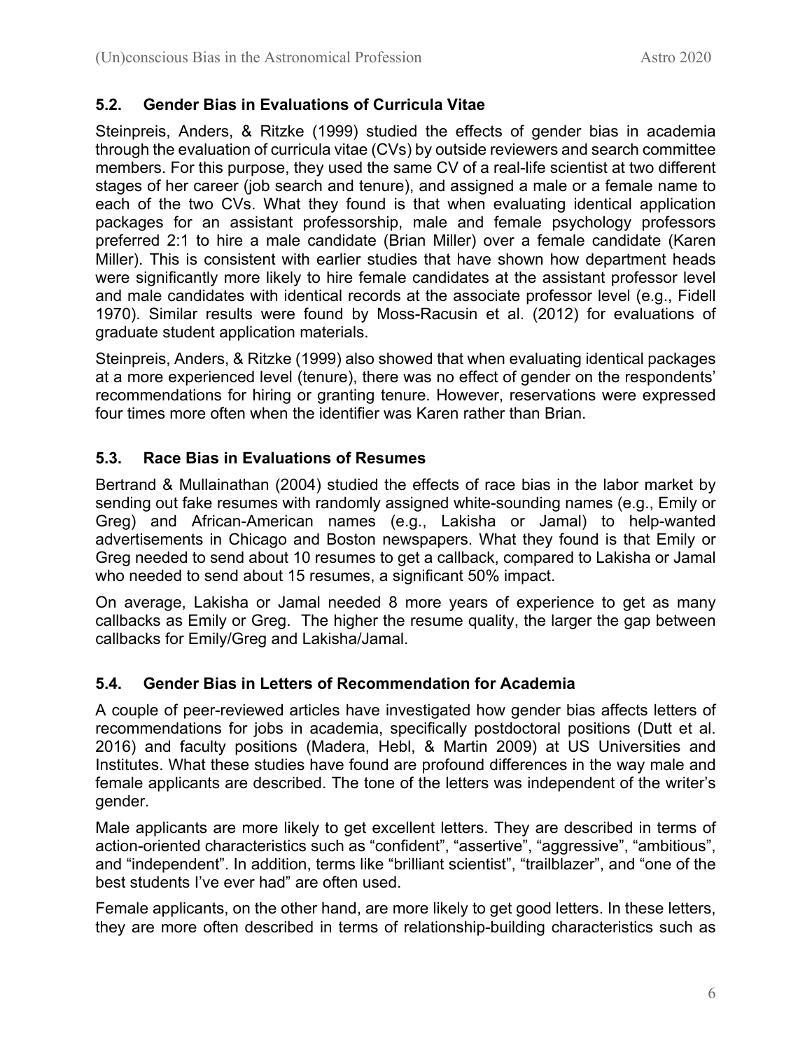### 5.2. Gender Bias in Evaluations of Curricula Vitae

Steinpreis, Anders, & Ritzke (1999) studied the effects of gender bias in academia through the evaluation of curricula vitae (CVs) by outside reviewers and search committee members. For this purpose, they used the same CV of a real-life scientist at two different stages of her career (job search and tenure), and assigned a male or a female name to each of the two CVs. What they found is that when evaluating identical application packages for an assistant professorship, male and female psychology professors preferred 2:1 to hire a male candidate (Brian Miller) over a female candidate (Karen Miller). This is consistent with earlier studies that have shown how department heads were significantly more likely to hire female candidates at the assistant professor level and male candidates with identical records at the associate professor level (e.g., Fidell 1970). Similar results were found by Moss-Racusin et al. (2012) for evaluations of graduate student application materials.

Steinpreis, Anders, & Ritzke (1999) also showed that when evaluating identical packages at a more experienced level (tenure), there was no effect of gender on the respondents' recommendations for hiring or granting tenure. However, reservations were expressed four times more often when the identifier was Karen rather than Brian.

### 5.3. Race Bias in Evaluations of Resumes

Bertrand & Mullainathan (2004) studied the effects of race bias in the labor market by sending out fake resumes with randomly assigned white-sounding names (e.g., Emily or Greg) and African-American names (e.g., Lakisha or Jamal) to help-wanted advertisements in Chicago and Boston newspapers. What they found is that Emily or Greg needed to send about 10 resumes to get a callback, compared to Lakisha or Jamal who needed to send about 15 resumes, a significant 50% impact.

On average, Lakisha or Jamal needed 8 more years of experience to get as many callbacks as Emily or Greg. The higher the resume quality, the larger the gap between callbacks for Emily/Greg and Lakisha/Jamal.

### 5.4. Gender Bias in Letters of Recommendation for Academia

A couple of peer-reviewed articles have investigated how gender bias affects letters of recommendations for jobs in academia, specifically postdoctoral positions (Dutt et al. 2016) and faculty positions (Madera, Hebl, & Martin 2009) at US Universities and Institutes. What these studies have found are profound differences in the way male and female applicants are described. The tone of the letters was independent of the writer's gender.

Male applicants are more likely to get excellent letters. They are described in terms of action-oriented characteristics such as "confident", "assertive", "aggressive", "ambitious", and "independent". In addition, terms like "brilliant scientist", "trailblazer", and "one of the best students I've ever had" are often used.

Female applicants, on the other hand, are more likely to get good letters. In these letters, they are more often described in terms of relationship-building characteristics such as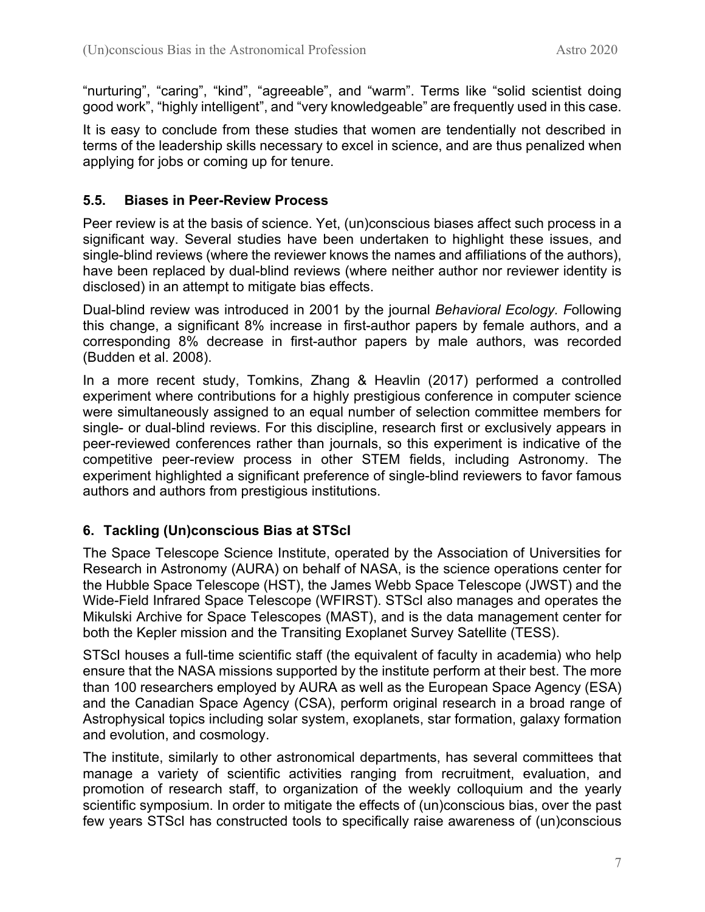“nurturing”, “caring”, “kind”, “agreeable”, and “warm”. Terms like “solid scientist doing good work”, “highly intelligent”, and “very knowledgeable” are frequently used in this case.

It is easy to conclude from these studies that women are tendentially not described in terms of the leadership skills necessary to excel in science, and are thus penalized when applying for jobs or coming up for tenure.

### 5.5. Biases in Peer-Review Process

Peer review is at the basis of science. Yet, (un)conscious biases affect such process in a significant way. Several studies have been undertaken to highlight these issues, and single-blind reviews (where the reviewer knows the names and affiliations of the authors), have been replaced by dual-blind reviews (where neither author nor reviewer identity is disclosed) in an attempt to mitigate bias effects.

Dual-blind review was introduced in 2001 by the journal *Behavioral Ecology. F*ollowing this change, a significant 8% increase in first-author papers by female authors, and a corresponding 8% decrease in first-author papers by male authors, was recorded (Budden et al. 2008).

In a more recent study, Tomkins, Zhang & Heavlin (2017) performed a controlled experiment where contributions for a highly prestigious conference in computer science were simultaneously assigned to an equal number of selection committee members for single- or dual-blind reviews. For this discipline, research first or exclusively appears in peer-reviewed conferences rather than journals, so this experiment is indicative of the competitive peer-review process in other STEM fields, including Astronomy. The experiment highlighted a significant preference of single-blind reviewers to favor famous authors and authors from prestigious institutions.

## 6. Tackling (Un)conscious Bias at STScI

The Space Telescope Science Institute, operated by the Association of Universities for Research in Astronomy (AURA) on behalf of NASA, is the science operations center for the Hubble Space Telescope (HST), the James Webb Space Telescope (JWST) and the Wide-Field Infrared Space Telescope (WFIRST). STScI also manages and operates the Mikulski Archive for Space Telescopes (MAST), and is the data management center for both the Kepler mission and the Transiting Exoplanet Survey Satellite (TESS).

STScI houses a full-time scientific staff (the equivalent of faculty in academia) who help ensure that the NASA missions supported by the institute perform at their best. The more than 100 researchers employed by AURA as well as the European Space Agency (ESA) and the Canadian Space Agency (CSA), perform original research in a broad range of Astrophysical topics including solar system, exoplanets, star formation, galaxy formation and evolution, and cosmology.

The institute, similarly to other astronomical departments, has several committees that manage a variety of scientific activities ranging from recruitment, evaluation, and promotion of research staff, to organization of the weekly colloquium and the yearly scientific symposium. In order to mitigate the effects of (un)conscious bias, over the past few years STScI has constructed tools to specifically raise awareness of (un)conscious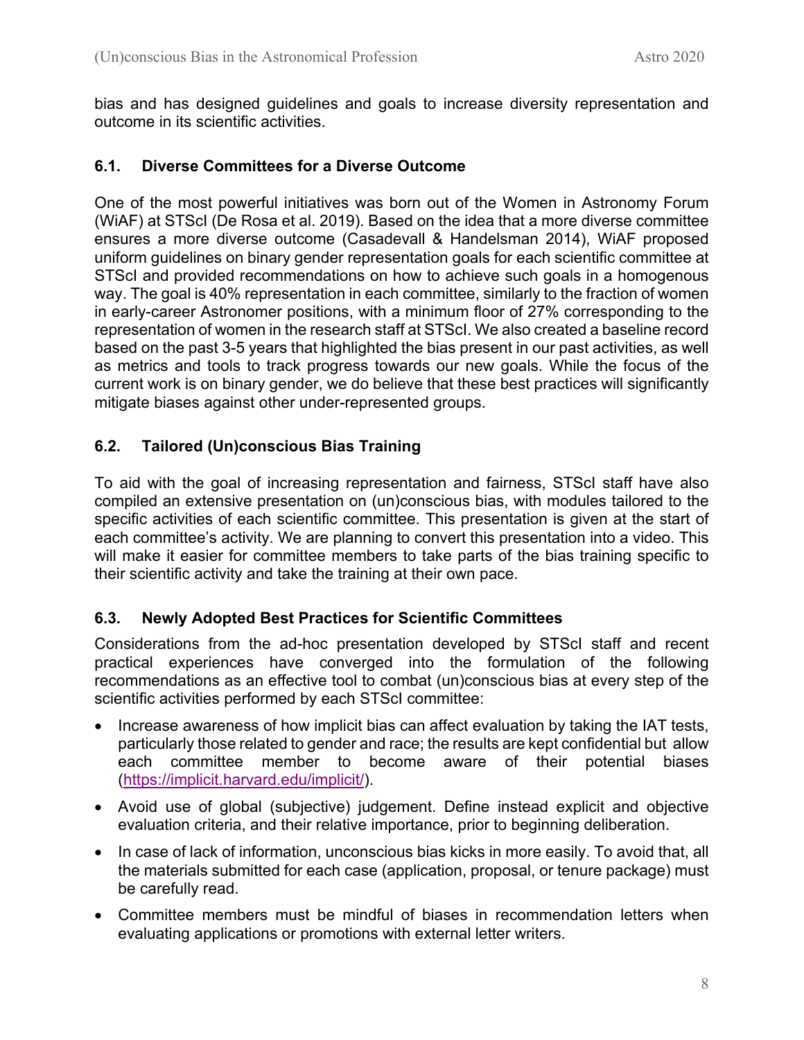bias and has designed guidelines and goals to increase diversity representation and outcome in its scientific activities.

### 6.1. Diverse Committees for a Diverse Outcome

One of the most powerful initiatives was born out of the Women in Astronomy Forum (WiAF) at STScI (De Rosa et al. 2019). Based on the idea that a more diverse committee ensures a more diverse outcome (Casadevall & Handelsman 2014), WiAF proposed uniform guidelines on binary gender representation goals for each scientific committee at STScI and provided recommendations on how to achieve such goals in a homogenous way. The goal is 40% representation in each committee, similarly to the fraction of women in early-career Astronomer positions, with a minimum floor of 27% corresponding to the representation of women in the research staff at STScI. We also created a baseline record based on the past 3-5 years that highlighted the bias present in our past activities, as well as metrics and tools to track progress towards our new goals. While the focus of the current work is on binary gender, we do believe that these best practices will significantly mitigate biases against other under-represented groups.

### 6.2. Tailored (Un)conscious Bias Training

To aid with the goal of increasing representation and fairness, STScI staff have also compiled an extensive presentation on (un)conscious bias, with modules tailored to the specific activities of each scientific committee. This presentation is given at the start of each committee's activity. We are planning to convert this presentation into a video. This will make it easier for committee members to take parts of the bias training specific to their scientific activity and take the training at their own pace.

### 6.3. Newly Adopted Best Practices for Scientific Committees

Considerations from the ad-hoc presentation developed by STScI staff and recent practical experiences have converged into the formulation of the following recommendations as an effective tool to combat (un)conscious bias at every step of the scientific activities performed by each STScI committee:

- Increase awareness of how implicit bias can affect evaluation by taking the IAT tests, particularly those related to gender and race; the results are kept confidential but allow each committee member to become aware of their potential biases (https://implicit.harvard.edu/implicit/).
- Avoid use of global (subjective) judgement. Define instead explicit and objective evaluation criteria, and their relative importance, prior to beginning deliberation.
- In case of lack of information, unconscious bias kicks in more easily. To avoid that, all the materials submitted for each case (application, proposal, or tenure package) must be carefully read.
- Committee members must be mindful of biases in recommendation letters when evaluating applications or promotions with external letter writers.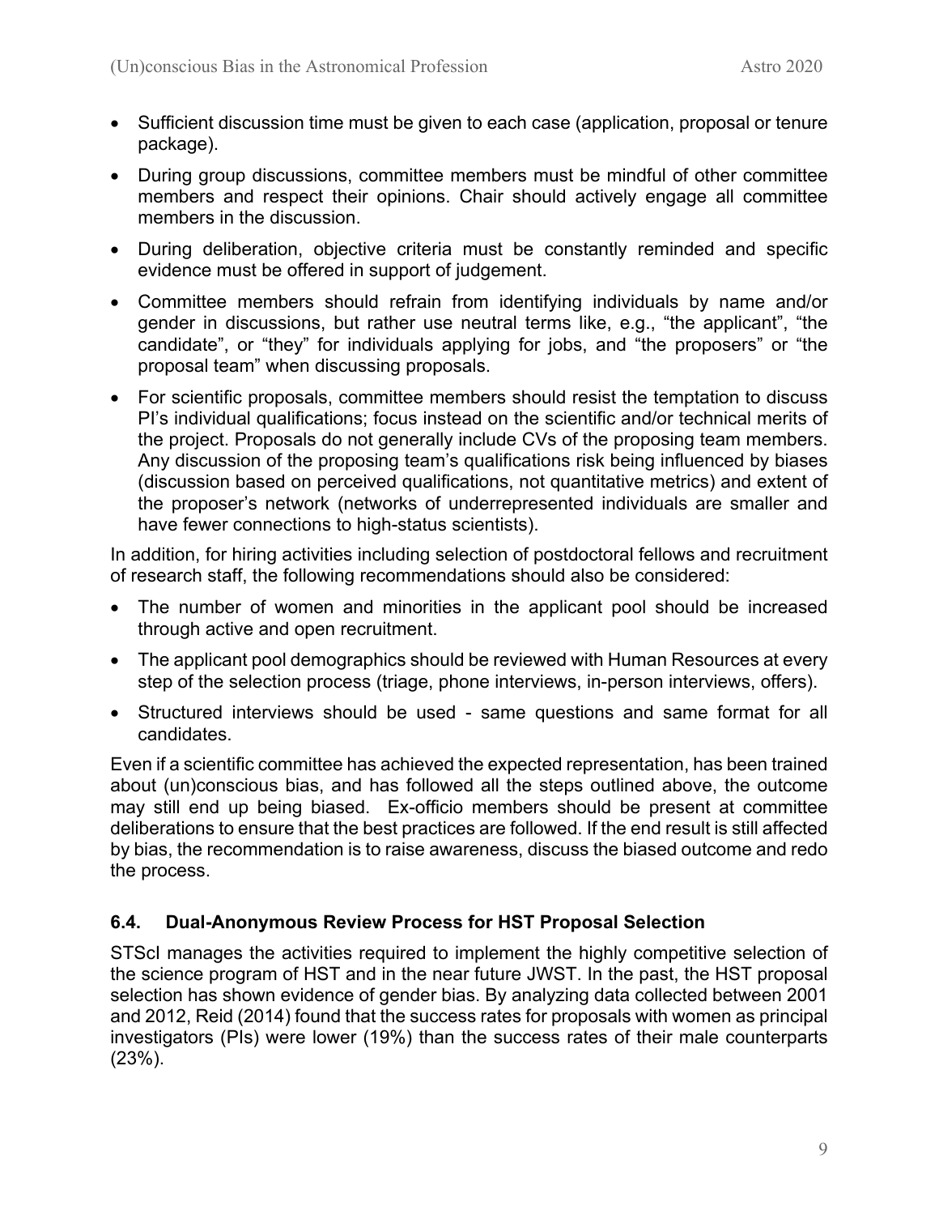- Sufficient discussion time must be given to each case (application, proposal or tenure package).
- During group discussions, committee members must be mindful of other committee members and respect their opinions. Chair should actively engage all committee members in the discussion.
- During deliberation, objective criteria must be constantly reminded and specific evidence must be offered in support of judgement.
- Committee members should refrain from identifying individuals by name and/or gender in discussions, but rather use neutral terms like, e.g., "the applicant", "the candidate", or "they" for individuals applying for jobs, and "the proposers" or "the proposal team" when discussing proposals.
- For scientific proposals, committee members should resist the temptation to discuss PI's individual qualifications; focus instead on the scientific and/or technical merits of the project. Proposals do not generally include CVs of the proposing team members. Any discussion of the proposing team's qualifications risk being influenced by biases (discussion based on perceived qualifications, not quantitative metrics) and extent of the proposer's network (networks of underrepresented individuals are smaller and have fewer connections to high-status scientists).

In addition, for hiring activities including selection of postdoctoral fellows and recruitment of research staff, the following recommendations should also be considered:

- The number of women and minorities in the applicant pool should be increased through active and open recruitment.
- The applicant pool demographics should be reviewed with Human Resources at every step of the selection process (triage, phone interviews, in-person interviews, offers).
- Structured interviews should be used - same questions and same format for all candidates.

Even if a scientific committee has achieved the expected representation, has been trained about (un)conscious bias, and has followed all the steps outlined above, the outcome may still end up being biased. Ex-officio members should be present at committee deliberations to ensure that the best practices are followed. If the end result is still affected by bias, the recommendation is to raise awareness, discuss the biased outcome and redo the process.

### 6.4. Dual-Anonymous Review Process for HST Proposal Selection

STScI manages the activities required to implement the highly competitive selection of the science program of HST and in the near future JWST. In the past, the HST proposal selection has shown evidence of gender bias. By analyzing data collected between 2001 and 2012, Reid (2014) found that the success rates for proposals with women as principal investigators (PIs) were lower (19%) than the success rates of their male counterparts (23%).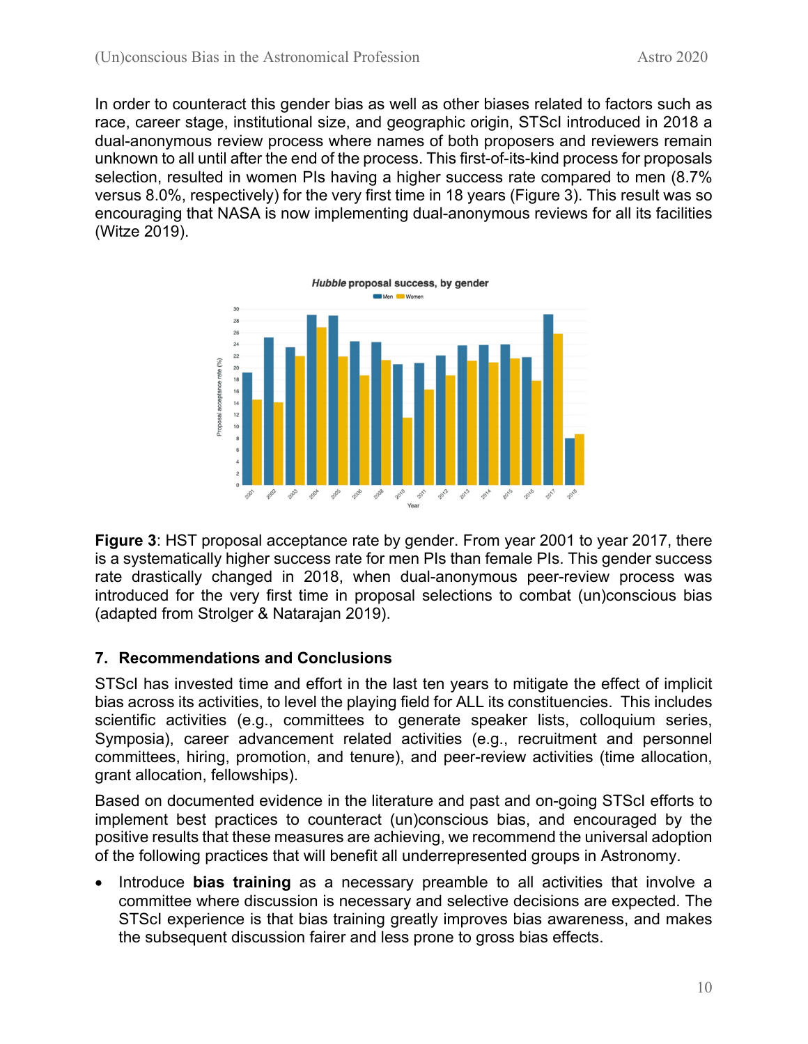In order to counteract this gender bias as well as other biases related to factors such as race, career stage, institutional size, and geographic origin, STScI introduced in 2018 a dual-anonymous review process where names of both proposers and reviewers remain unknown to all until after the end of the process. This first-of-its-kind process for proposals selection, resulted in women PIs having a higher success rate compared to men (8.7% versus 8.0%, respectively) for the very first time in 18 years (Figure 3). This result was so encouraging that NASA is now implementing dual-anonymous reviews for all its facilities (Witze 2019).

**Figure 3**: HST proposal acceptance rate by gender. From year 2001 to year 2017, there is a systematically higher success rate for men PIs than female PIs. This gender success rate drastically changed in 2018, when dual-anonymous peer-review process was introduced for the very first time in proposal selections to combat (un)conscious bias (adapted from Strolger & Natarajan 2019).

## 7. Recommendations and Conclusions

STScI has invested time and effort in the last ten years to mitigate the effect of implicit bias across its activities, to level the playing field for ALL its constituencies. This includes scientific activities (e.g., committees to generate speaker lists, colloquium series, Symposia), career advancement related activities (e.g., recruitment and personnel committees, hiring, promotion, and tenure), and peer-review activities (time allocation, grant allocation, fellowships).

Based on documented evidence in the literature and past and on-going STScI efforts to implement best practices to counteract (un)conscious bias, and encouraged by the positive results that these measures are achieving, we recommend the universal adoption of the following practices that will benefit all underrepresented groups in Astronomy.

- Introduce **bias training** as a necessary preamble to all activities that involve a committee where discussion is necessary and selective decisions are expected. The STScI experience is that bias training greatly improves bias awareness, and makes the subsequent discussion fairer and less prone to gross bias effects.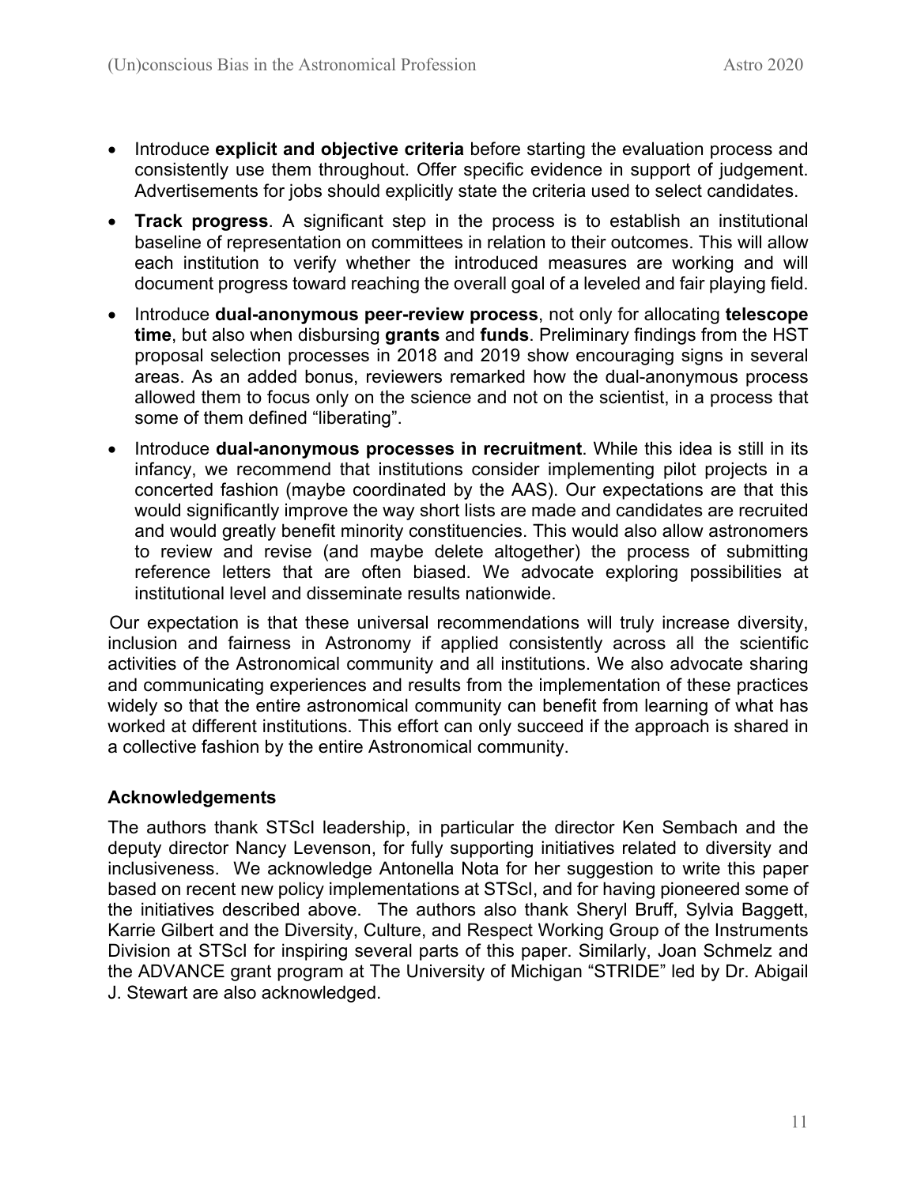- Introduce **explicit and objective criteria** before starting the evaluation process and consistently use them throughout. Offer specific evidence in support of judgement. Advertisements for jobs should explicitly state the criteria used to select candidates.
- **Track progress**. A significant step in the process is to establish an institutional baseline of representation on committees in relation to their outcomes. This will allow each institution to verify whether the introduced measures are working and will document progress toward reaching the overall goal of a leveled and fair playing field.
- Introduce **dual-anonymous peer-review process**, not only for allocating **telescope time**, but also when disbursing **grants** and **funds**. Preliminary findings from the HST proposal selection processes in 2018 and 2019 show encouraging signs in several areas. As an added bonus, reviewers remarked how the dual-anonymous process allowed them to focus only on the science and not on the scientist, in a process that some of them defined "liberating".
- Introduce **dual-anonymous processes in recruitment**. While this idea is still in its infancy, we recommend that institutions consider implementing pilot projects in a concerted fashion (maybe coordinated by the AAS). Our expectations are that this would significantly improve the way short lists are made and candidates are recruited and would greatly benefit minority constituencies. This would also allow astronomers to review and revise (and maybe delete altogether) the process of submitting reference letters that are often biased. We advocate exploring possibilities at institutional level and disseminate results nationwide.

Our expectation is that these universal recommendations will truly increase diversity, inclusion and fairness in Astronomy if applied consistently across all the scientific activities of the Astronomical community and all institutions. We also advocate sharing and communicating experiences and results from the implementation of these practices widely so that the entire astronomical community can benefit from learning of what has worked at different institutions. This effort can only succeed if the approach is shared in a collective fashion by the entire Astronomical community.

### Acknowledgements

The authors thank STScI leadership, in particular the director Ken Sembach and the deputy director Nancy Levenson, for fully supporting initiatives related to diversity and inclusiveness. We acknowledge Antonella Nota for her suggestion to write this paper based on recent new policy implementations at STScI, and for having pioneered some of the initiatives described above. The authors also thank Sheryl Bruff, Sylvia Baggett, Karrie Gilbert and the Diversity, Culture, and Respect Working Group of the Instruments Division at STScI for inspiring several parts of this paper. Similarly, Joan Schmelz and the ADVANCE grant program at The University of Michigan "STRIDE" led by Dr. Abigail J. Stewart are also acknowledged.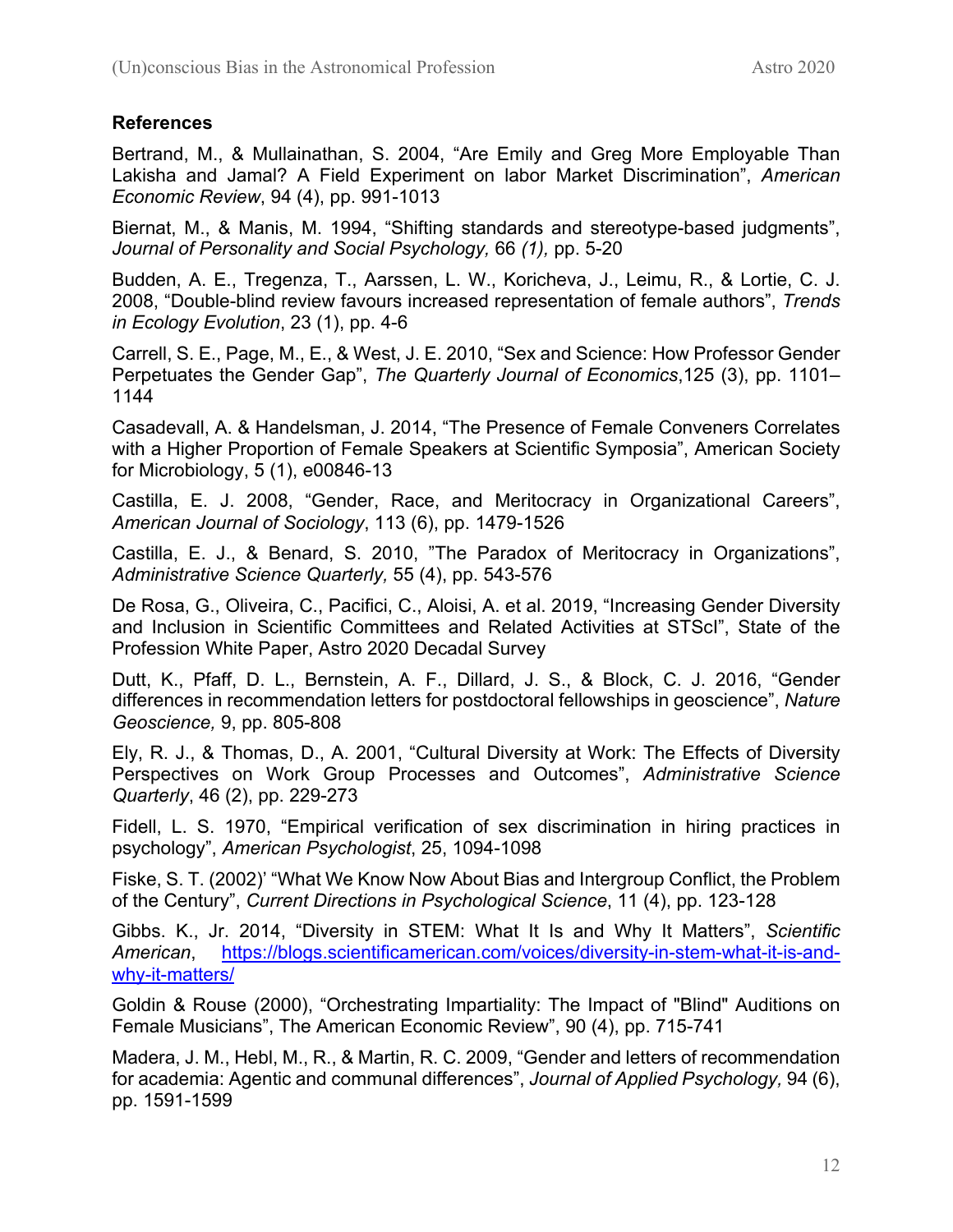### References

Bertrand, M., & Mullainathan, S. 2004, "Are Emily and Greg More Employable Than Lakisha and Jamal? A Field Experiment on labor Market Discrimination", *American Economic Review*, 94 (4), pp. 991-1013

Biernat, M., & Manis, M. 1994, "Shifting standards and stereotype-based judgments", *Journal of Personality and Social Psychology, 66 (1),* pp. 5-20

Budden, A. E., Tregenza, T., Aarssen, L. W., Koricheva, J., Leimu, R., & Lortie, C. J. 2008, "Double-blind review favours increased representation of female authors", *Trends in Ecology Evolution*, 23 (1), pp. 4-6

Carrell, S. E., Page, M., E., & West, J. E. 2010, "Sex and Science: How Professor Gender Perpetuates the Gender Gap", *The Quarterly Journal of Economics*,125 (3), pp. 1101–1144

Casadevall, A. & Handelsman, J. 2014, "The Presence of Female Conveners Correlates with a Higher Proportion of Female Speakers at Scientific Symposia", American Society for Microbiology, 5 (1), e00846-13

Castilla, E. J. 2008, "Gender, Race, and Meritocracy in Organizational Careers", *American Journal of Sociology*, 113 (6), pp. 1479-1526

Castilla, E. J., & Benard, S. 2010, "The Paradox of Meritocracy in Organizations", *Administrative Science Quarterly,* 55 (4), pp. 543-576

De Rosa, G., Oliveira, C., Pacifici, C., Aloisi, A. et al. 2019, "Increasing Gender Diversity and Inclusion in Scientific Committees and Related Activities at STScI", State of the Profession White Paper, Astro 2020 Decadal Survey

Dutt, K., Pfaff, D. L., Bernstein, A. F., Dillard, J. S., & Block, C. J. 2016, "Gender differences in recommendation letters for postdoctoral fellowships in geoscience", *Nature Geoscience,* 9, pp. 805-808

Ely, R. J., & Thomas, D., A. 2001, "Cultural Diversity at Work: The Effects of Diversity Perspectives on Work Group Processes and Outcomes", *Administrative Science Quarterly*, 46 (2), pp. 229-273

Fidell, L. S. 1970, "Empirical verification of sex discrimination in hiring practices in psychology", *American Psychologist*, 25, 1094-1098

Fiske, S. T. (2002)' "What We Know Now About Bias and Intergroup Conflict, the Problem of the Century", *Current Directions in Psychological Science*, 11 (4), pp. 123-128

Gibbs. K., Jr. 2014, "Diversity in STEM: What It Is and Why It Matters", *Scientific American*, https://blogs.scientificamerican.com/voices/diversity-in-stem-what-it-is-and-why-it-matters/

Goldin & Rouse (2000), "Orchestrating Impartiality: The Impact of "Blind" Auditions on Female Musicians", The American Economic Review", 90 (4), pp. 715-741

Madera, J. M., Hebl, M., R., & Martin, R. C. 2009, "Gender and letters of recommendation for academia: Agentic and communal differences", *Journal of Applied Psychology,* 94 (6), pp. 1591-1599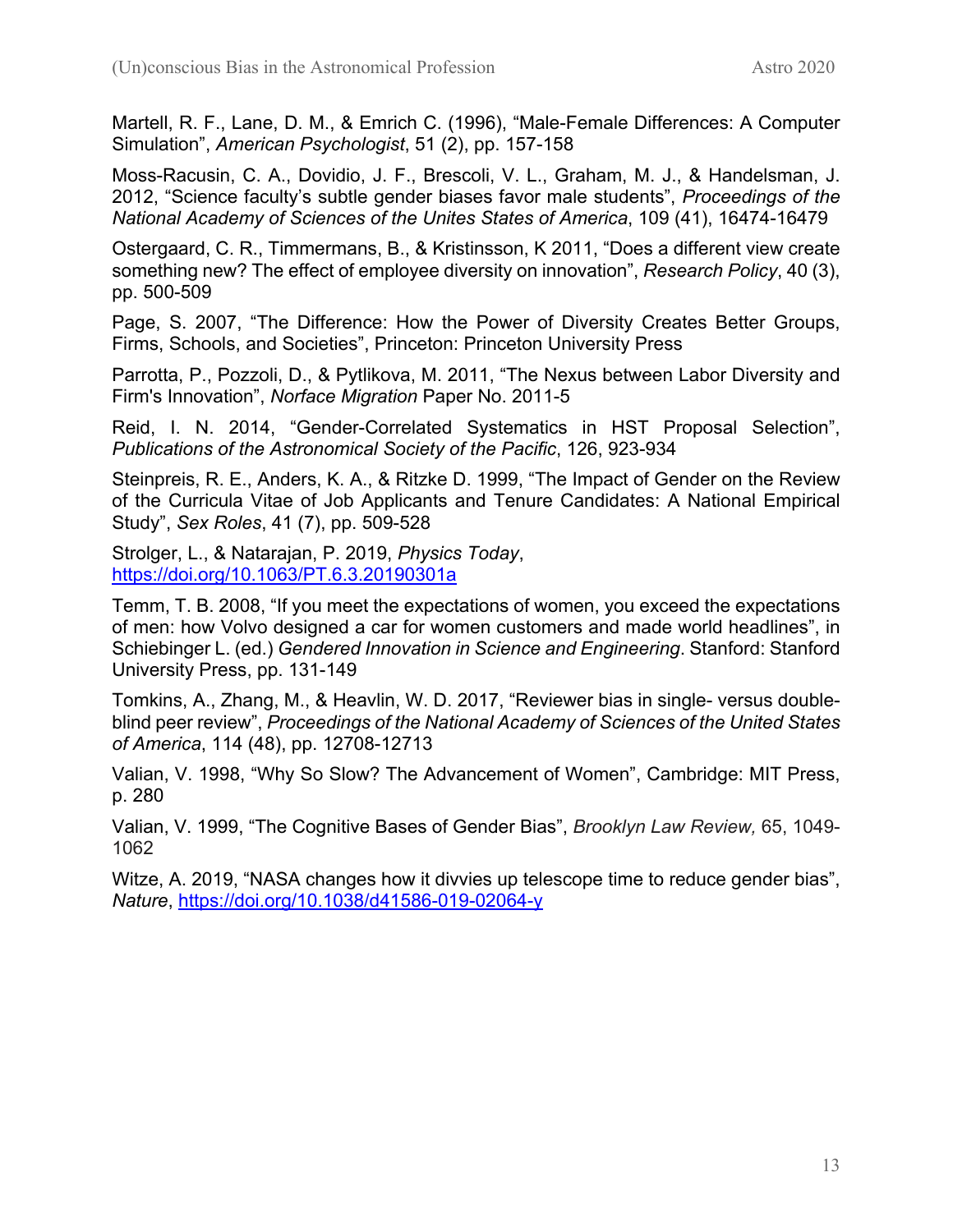Martell, R. F., Lane, D. M., & Emrich C. (1996), "Male-Female Differences: A Computer Simulation", *American Psychologist*, 51 (2), pp. 157-158

Moss-Racusin, C. A., Dovidio, J. F., Brescoli, V. L., Graham, M. J., & Handelsman, J. 2012, "Science faculty's subtle gender biases favor male students", *Proceedings of the National Academy of Sciences of the Unites States of America*, 109 (41), 16474-16479

Ostergaard, C. R., Timmermans, B., & Kristinsson, K 2011, "Does a different view create something new? The effect of employee diversity on innovation", *Research Policy*, 40 (3), pp. 500-509

Page, S. 2007, "The Difference: How the Power of Diversity Creates Better Groups, Firms, Schools, and Societies", Princeton: Princeton University Press

Parrotta, P., Pozzoli, D., & Pytlikova, M. 2011, "The Nexus between Labor Diversity and Firm's Innovation", *Norface Migration* Paper No. 2011-5

Reid, I. N. 2014, "Gender-Correlated Systematics in HST Proposal Selection", *Publications of the Astronomical Society of the Pacific*, 126, 923-934

Steinpreis, R. E., Anders, K. A., & Ritzke D. 1999, "The Impact of Gender on the Review of the Curricula Vitae of Job Applicants and Tenure Candidates: A National Empirical Study", *Sex Roles*, 41 (7), pp. 509-528

Strolger, L., & Natarajan, P. 2019, *Physics Today*, https://doi.org/10.1063/PT.6.3.20190301a

Temm, T. B. 2008, "If you meet the expectations of women, you exceed the expectations of men: how Volvo designed a car for women customers and made world headlines", in Schiebinger L. (ed.) *Gendered Innovation in Science and Engineering*. Stanford: Stanford University Press, pp. 131-149

Tomkins, A., Zhang, M., & Heavlin, W. D. 2017, "Reviewer bias in single- versus double-blind peer review", *Proceedings of the National Academy of Sciences of the United States of America*, 114 (48), pp. 12708-12713

Valian, V. 1998, "Why So Slow? The Advancement of Women", Cambridge: MIT Press, p. 280

Valian, V. 1999, "The Cognitive Bases of Gender Bias", *Brooklyn Law Review,* 65, 1049-1062

Witze, A. 2019, "NASA changes how it divvies up telescope time to reduce gender bias", *Nature*, https://doi.org/10.1038/d41586-019-02064-y